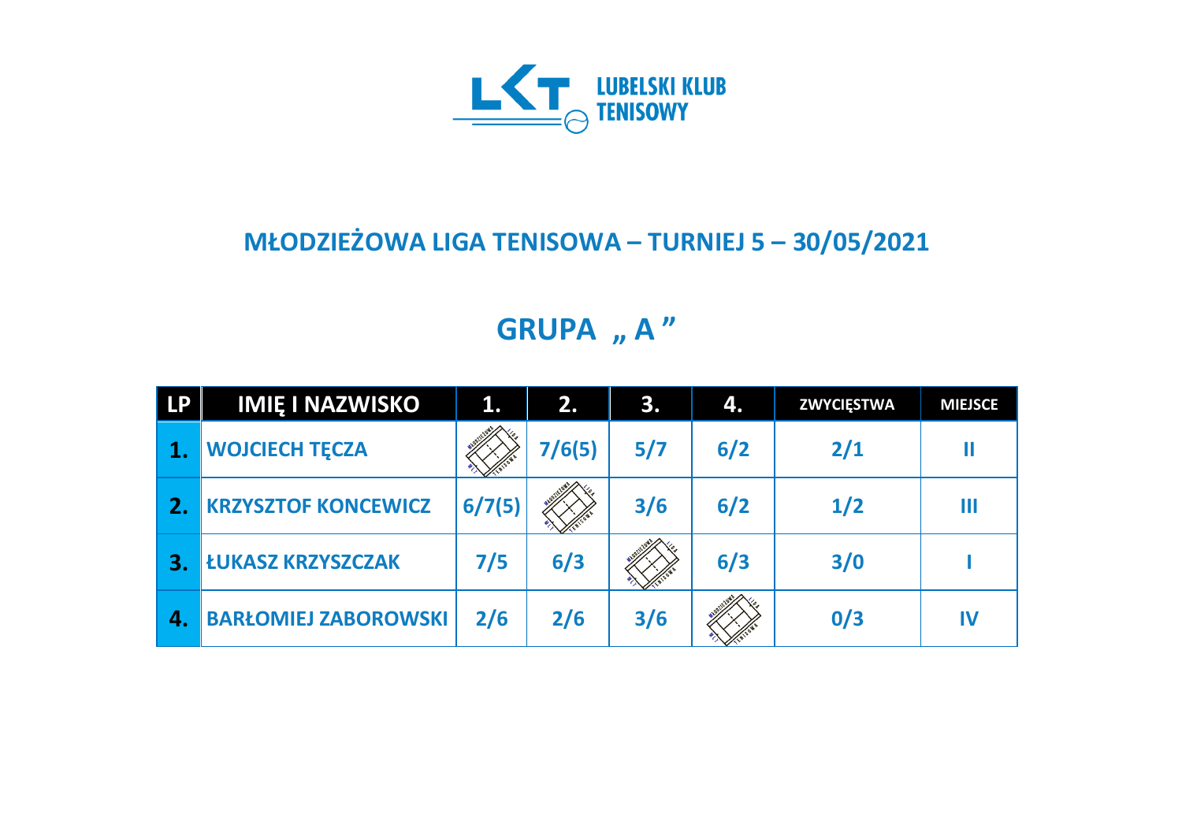LUBELSKI KLUB TENISOWY

# MŁODZIEŻOWA LIGA TENISOWA – TURNIEJ 5 – 30/05/2021

## GRUPA „ A ”

| LP | IMIĘ I NAZWISKO | 1. | 2. | 3. | 4. | ZWYCIĘSTWA | MIEJSCE |
|---|---|---|---|---|---|---|---|
| 1. | WOJCIECH TĘCZA | | 7/6(5) | 5/7 | 6/2 | 2/1 | II |
| 2. | KRZYSZTOF KONCEWICZ | 6/7(5) | | 3/6 | 6/2 | 1/2 | III |
| 3. | ŁUKASZ KRZYSZCZAK | 7/5 | 6/3 | | 6/3 | 3/0 | I |
| 4. | BARŁOMIEJ ZABOROWSKI | 2/6 | 2/6 | 3/6 | | 0/3 | IV |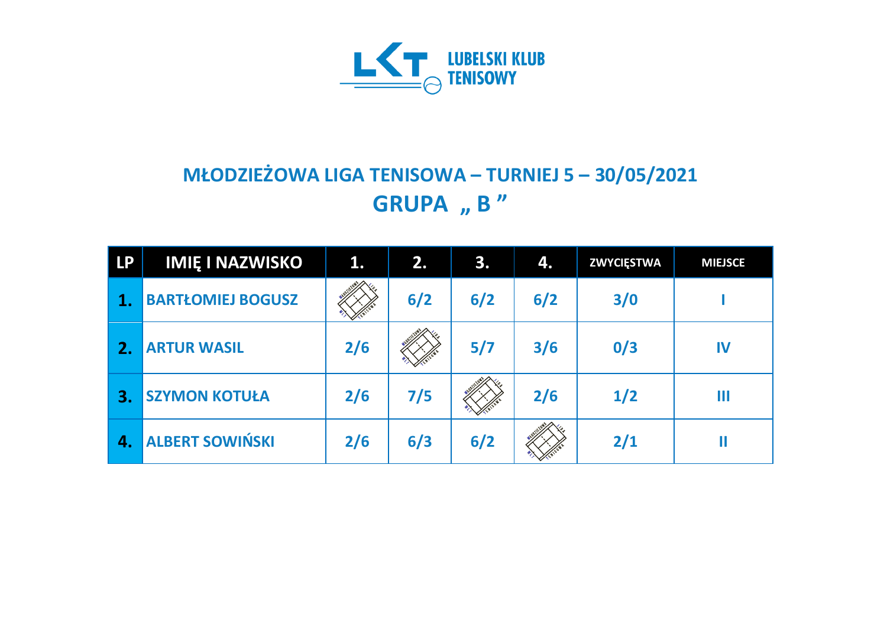LUBELSKI KLUB TENISOWY

# MŁODZIEŻOWA LIGA TENISOWA – TURNIEJ 5 – 30/05/2021

## GRUPA „ B ”

| LP | IMIĘ I NAZWISKO | 1. | 2. | 3. | 4. | ZWYCIĘSTWA | MIEJSCE |
|---|---|---|---|---|---|---|---|
| 1. | BARTŁOMIEJ BOGUSZ | | 6/2 | 6/2 | 6/2 | 3/0 | I |
| 2. | ARTUR WASIL | 2/6 | | 5/7 | 3/6 | 0/3 | IV |
| 3. | SZYMON KOTUŁA | 2/6 | 7/5 | | 2/6 | 1/2 | III |
| 4. | ALBERT SOWIŃSKI | 2/6 | 6/3 | 6/2 | | 2/1 | II |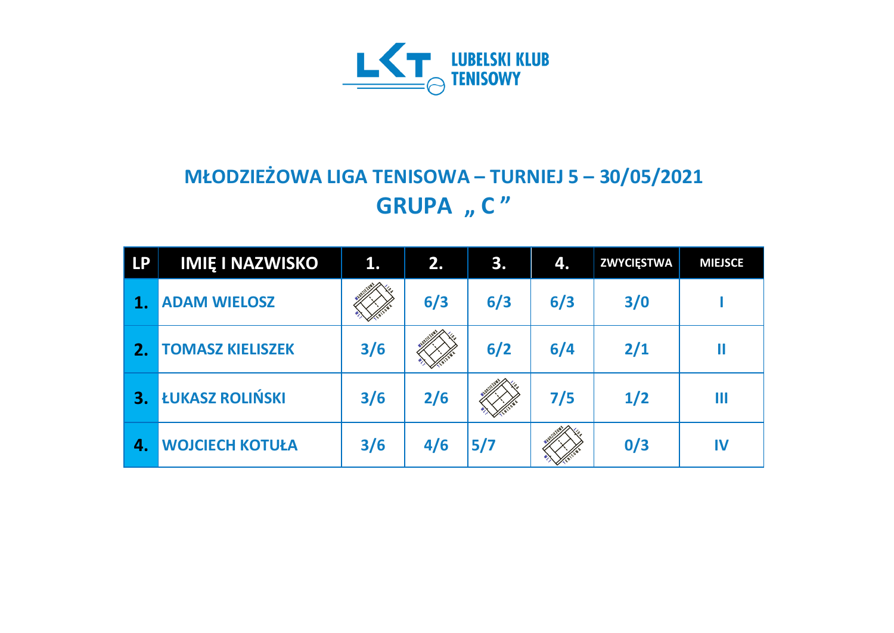LUBELSKI KLUB TENISOWY

## MŁODZIEŻOWA LIGA TENISOWA – TURNIEJ 5 – 30/05/2021

## GRUPA „ C ”

| LP | IMIĘ I NAZWISKO | 1. | 2. | 3. | 4. | ZWYCIĘSTWA | MIEJSCE |
|---|---|---|---|---|---|---|---|
| 1. | ADAM WIELOSZ | | 6/3 | 6/3 | 6/3 | 3/0 | I |
| 2. | TOMASZ KIELISZEK | 3/6 | | 6/2 | 6/4 | 2/1 | II |
| 3. | ŁUKASZ ROLIŃSKI | 3/6 | 2/6 | | 7/5 | 1/2 | III |
| 4. | WOJCIECH KOTUŁA | 3/6 | 4/6 | 5/7 | | 0/3 | IV |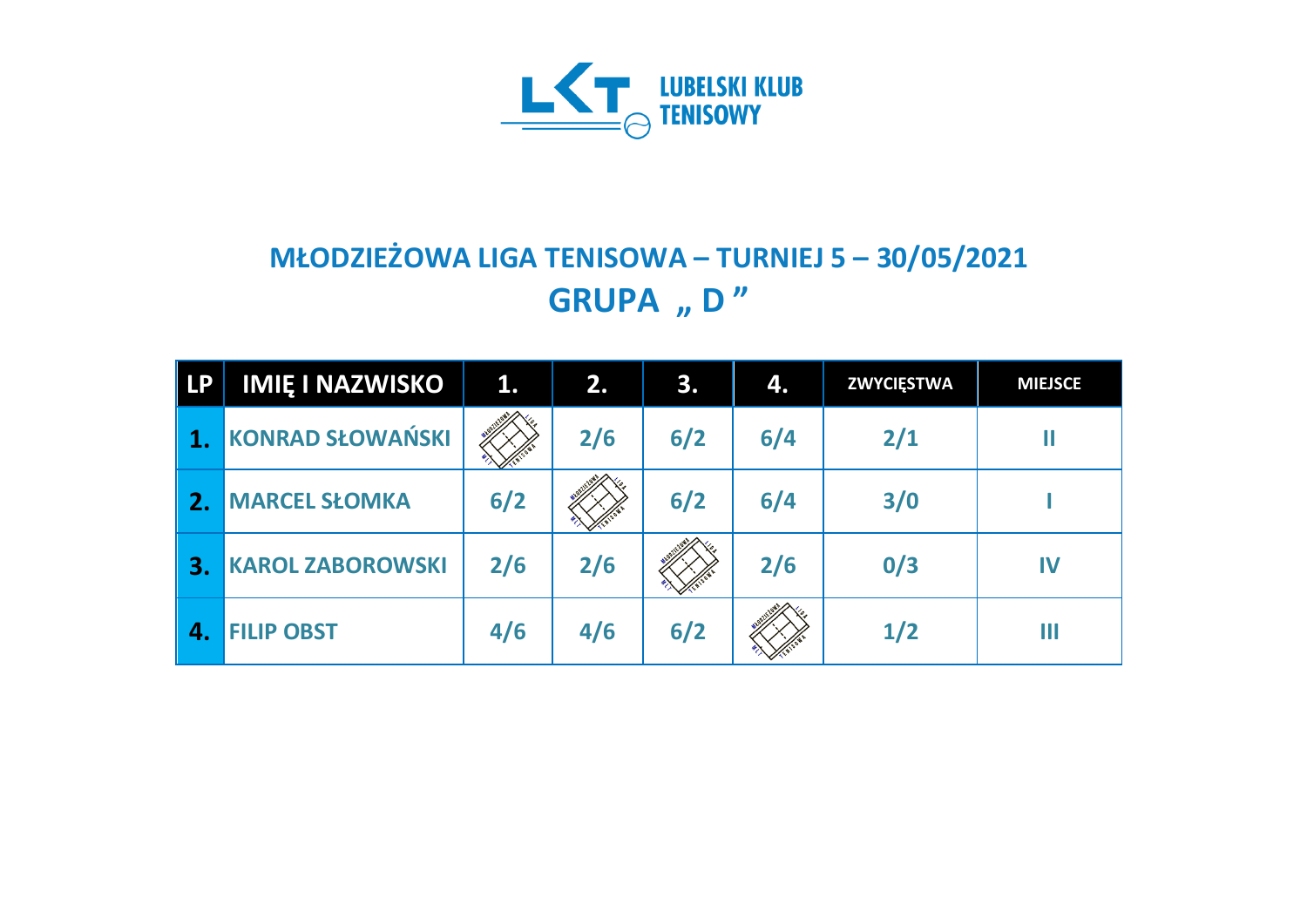LUBELSKI KLUB TENISOWY

# MŁODZIEŻOWA LIGA TENISOWA – TURNIEJ 5 – 30/05/2021

## GRUPA „ D ”

| LP | IMIĘ I NAZWISKO | 1. | 2. | 3. | 4. | ZWYCIĘSTWA | MIEJSCE |
|---|---|---|---|---|---|---|---|
| 1. | KONRAD SŁOWAŃSKI | | 2/6 | 6/2 | 6/4 | 2/1 | II |
| 2. | MARCEL SŁOMKA | 6/2 | | 6/2 | 6/4 | 3/0 | I |
| 3. | KAROL ZABOROWSKI | 2/6 | 2/6 | | 2/6 | 0/3 | IV |
| 4. | FILIP OBST | 4/6 | 4/6 | 6/2 | | 1/2 | III |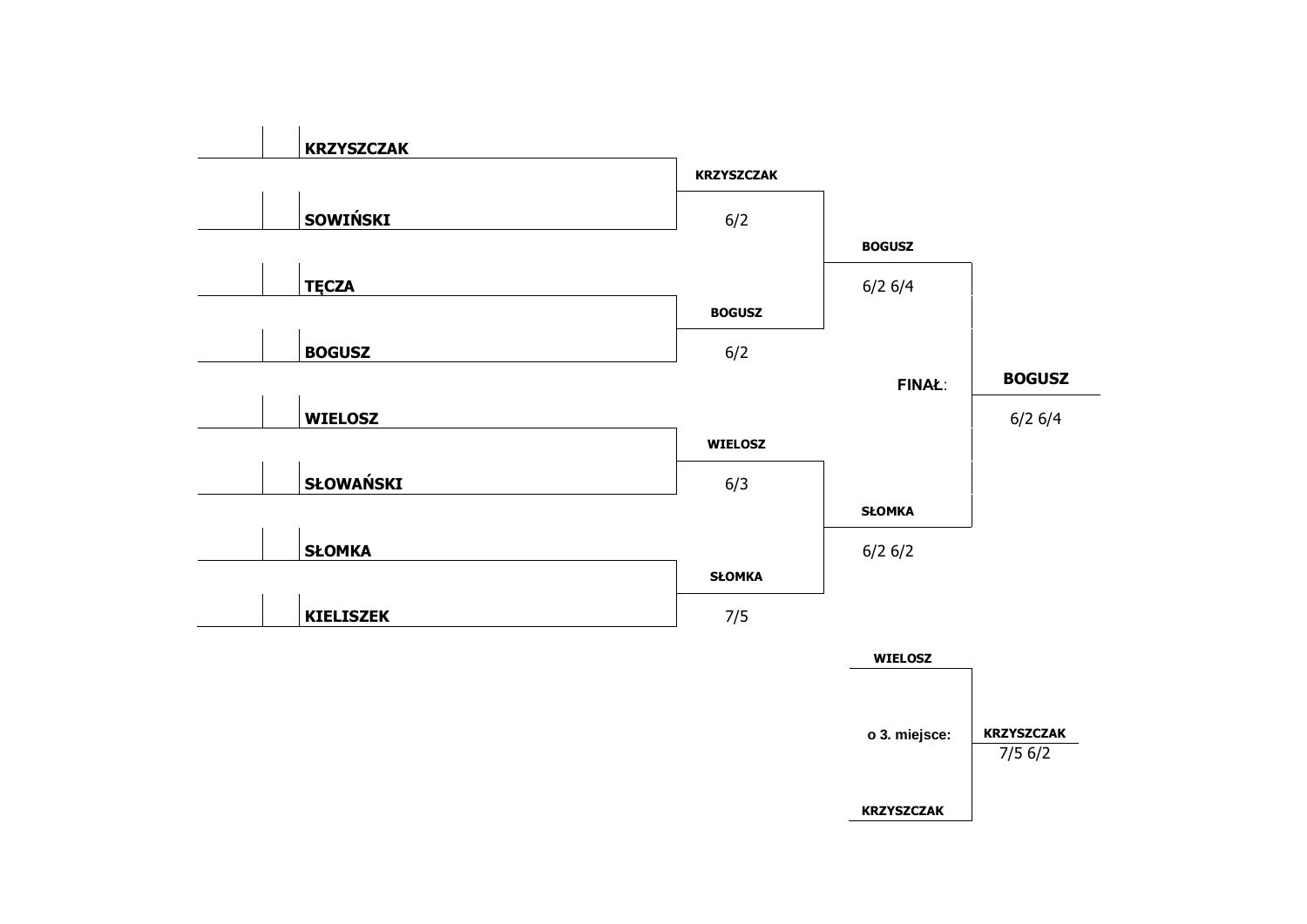KRZYSZCZAK

SOWIŃSKI

TĘCZA

BOGUSZ

WIELOSZ

SŁOWAŃSKI

SŁOMKA

KIELISZEK

KRZYSZCZAK
6/2

BOGUSZ
6/2

WIELOSZ
6/3

SŁOMKA
7/5

BOGUSZ
6/2 6/4

SŁOMKA
6/2 6/2

FINAŁ:

BOGUSZ
6/2 6/4

WIELOSZ

o 3. miejsce:

KRZYSZCZAK

KRZYSZCZAK
7/5 6/2